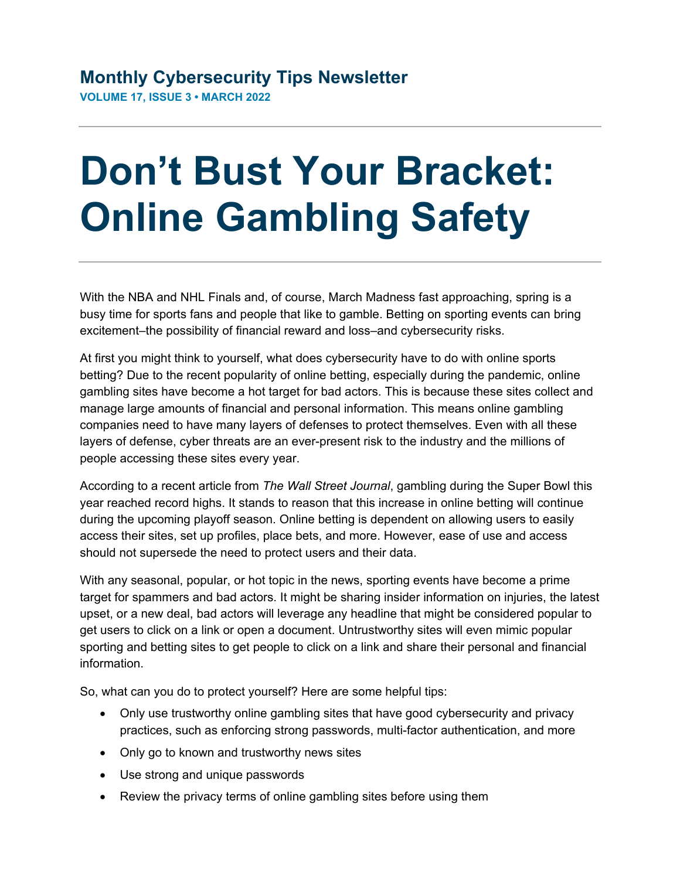## Monthly Cybersecurity Tips Newsletter

**VOLUME 17, ISSUE 3 • MARCH 2022**

# Don't Bust Your Bracket: Online Gambling Safety

With the NBA and NHL Finals and, of course, March Madness fast approaching, spring is a busy time for sports fans and people that like to gamble. Betting on sporting events can bring excitement–the possibility of financial reward and loss–and cybersecurity risks.

At first you might think to yourself, what does cybersecurity have to do with online sports betting? Due to the recent popularity of online betting, especially during the pandemic, online gambling sites have become a hot target for bad actors. This is because these sites collect and manage large amounts of financial and personal information. This means online gambling companies need to have many layers of defenses to protect themselves. Even with all these layers of defense, cyber threats are an ever-present risk to the industry and the millions of people accessing these sites every year.

According to a recent article from *The Wall Street Journal*, gambling during the Super Bowl this year reached record highs. It stands to reason that this increase in online betting will continue during the upcoming playoff season. Online betting is dependent on allowing users to easily access their sites, set up profiles, place bets, and more. However, ease of use and access should not supersede the need to protect users and their data.

With any seasonal, popular, or hot topic in the news, sporting events have become a prime target for spammers and bad actors. It might be sharing insider information on injuries, the latest upset, or a new deal, bad actors will leverage any headline that might be considered popular to get users to click on a link or open a document. Untrustworthy sites will even mimic popular sporting and betting sites to get people to click on a link and share their personal and financial information.

So, what can you do to protect yourself? Here are some helpful tips:

- Only use trustworthy online gambling sites that have good cybersecurity and privacy practices, such as enforcing strong passwords, multi-factor authentication, and more
- Only go to known and trustworthy news sites
- Use strong and unique passwords
- Review the privacy terms of online gambling sites before using them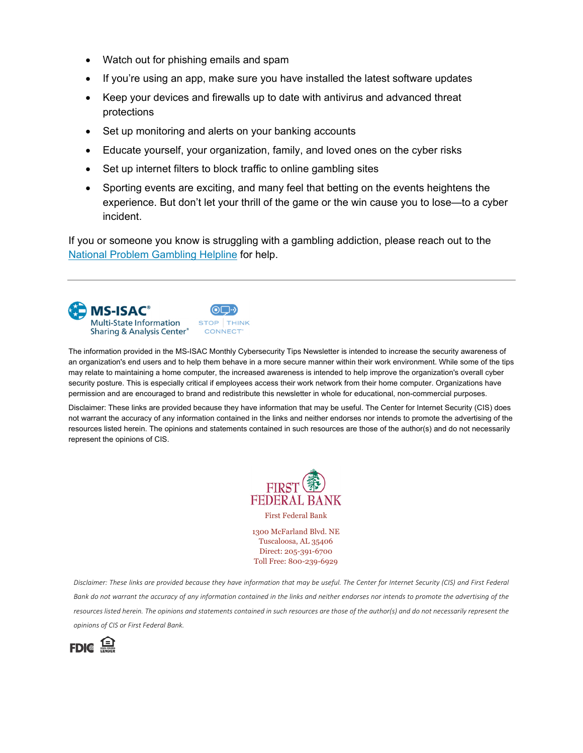- Watch out for phishing emails and spam
- If you're using an app, make sure you have installed the latest software updates
- Keep your devices and firewalls up to date with antivirus and advanced threat protections
- Set up monitoring and alerts on your banking accounts
- Educate yourself, your organization, family, and loved ones on the cyber risks
- Set up internet filters to block traffic to online gambling sites
- Sporting events are exciting, and many feel that betting on the events heightens the experience. But don't let your thrill of the game or the win cause you to lose—to a cyber incident.

If you or someone you know is struggling with a gambling addiction, please reach out to the [National Problem Gambling Helpline]() for help.

---

MS-ISAC®
Multi-State Information Sharing & Analysis Center®

STOP | THINK CONNECT™

The information provided in the MS-ISAC Monthly Cybersecurity Tips Newsletter is intended to increase the security awareness of an organization's end users and to help them behave in a more secure manner within their work environment. While some of the tips may relate to maintaining a home computer, the increased awareness is intended to help improve the organization's overall cyber security posture. This is especially critical if employees access their work network from their home computer. Organizations have permission and are encouraged to brand and redistribute this newsletter in whole for educational, non-commercial purposes.

Disclaimer: These links are provided because they have information that may be useful. The Center for Internet Security (CIS) does not warrant the accuracy of any information contained in the links and neither endorses nor intends to promote the advertising of the resources listed herein. The opinions and statements contained in such resources are those of the author(s) and do not necessarily represent the opinions of CIS.

FIRST FEDERAL BANK

First Federal Bank

1300 McFarland Blvd. NE
Tuscaloosa, AL 35406
Direct: 205-391-6700
Toll Free: 800-239-6929

*Disclaimer: These links are provided because they have information that may be useful. The Center for Internet Security (CIS) and First Federal Bank do not warrant the accuracy of any information contained in the links and neither endorses nor intends to promote the advertising of the resources listed herein. The opinions and statements contained in such resources are those of the author(s) and do not necessarily represent the opinions of CIS or First Federal Bank.*

FDIC EQUAL HOUSING LENDER